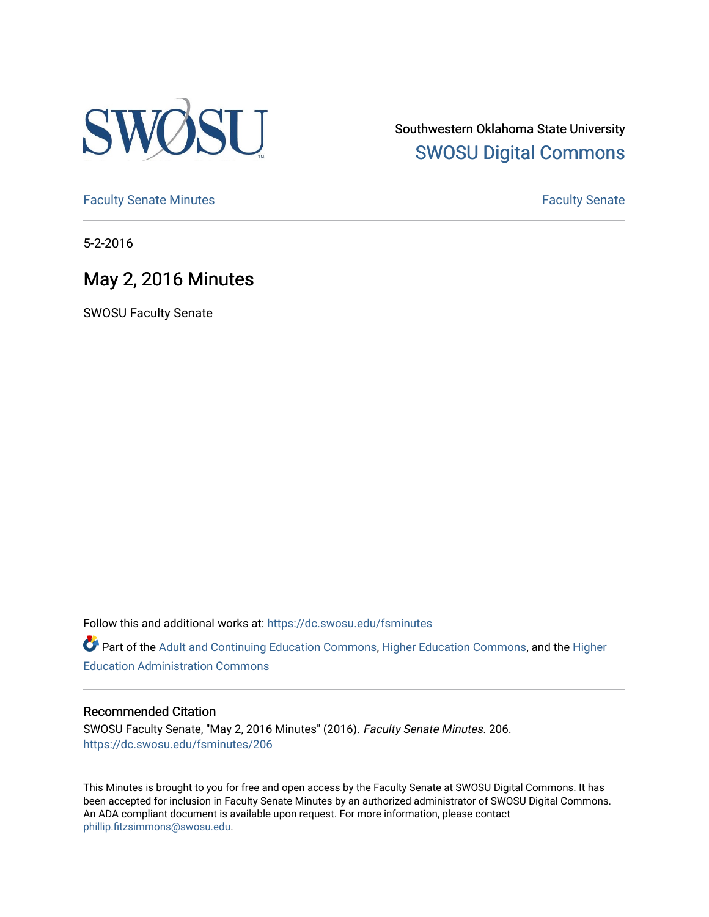Southwestern Oklahoma State University
SWOSU Digital Commons

Faculty Senate Minutes

Faculty Senate

5-2-2016

# May 2, 2016 Minutes

SWOSU Faculty Senate

Follow this and additional works at: https://dc.swosu.edu/fsminutes

Part of the Adult and Continuing Education Commons, Higher Education Commons, and the Higher Education Administration Commons

### Recommended Citation

SWOSU Faculty Senate, "May 2, 2016 Minutes" (2016). *Faculty Senate Minutes*. 206.
https://dc.swosu.edu/fsminutes/206

This Minutes is brought to you for free and open access by the Faculty Senate at SWOSU Digital Commons. It has been accepted for inclusion in Faculty Senate Minutes by an authorized administrator of SWOSU Digital Commons. An ADA compliant document is available upon request. For more information, please contact phillip.fitzsimmons@swosu.edu.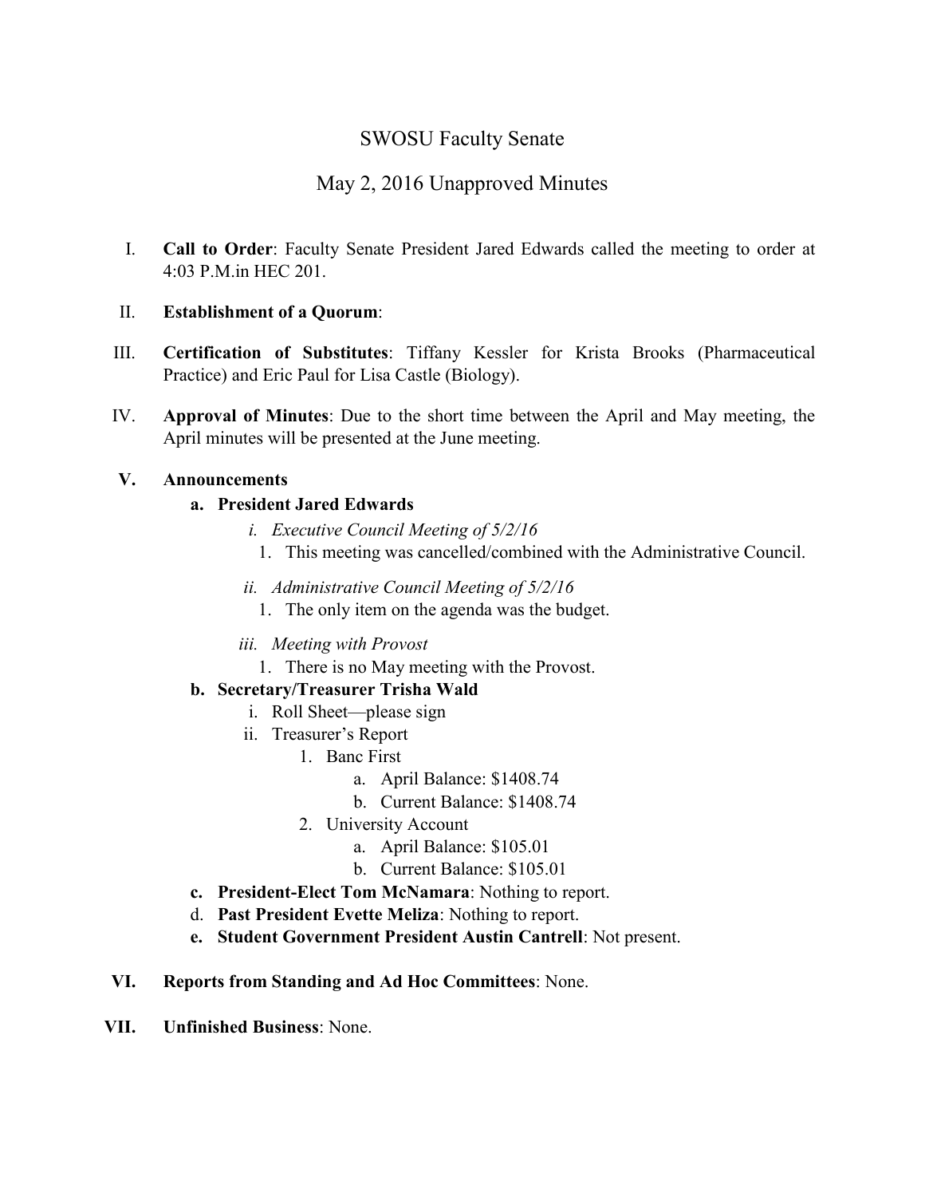# SWOSU Faculty Senate

## May 2, 2016 Unapproved Minutes

I. **Call to Order**: Faculty Senate President Jared Edwards called the meeting to order at 4:03 P.M.in HEC 201.

II. **Establishment of a Quorum**:

III. **Certification of Substitutes**: Tiffany Kessler for Krista Brooks (Pharmaceutical Practice) and Eric Paul for Lisa Castle (Biology).

IV. **Approval of Minutes**: Due to the short time between the April and May meeting, the April minutes will be presented at the June meeting.

V. **Announcements**

   a. **President Jared Edwards**

      i. *Executive Council Meeting of 5/2/16*

         1. This meeting was cancelled/combined with the Administrative Council.

      ii. *Administrative Council Meeting of 5/2/16*

         1. The only item on the agenda was the budget.

      iii. *Meeting with Provost*

         1. There is no May meeting with the Provost.

   b. **Secretary/Treasurer Trisha Wald**

      i. Roll Sheet—please sign

      ii. Treasurer's Report

         1. Banc First

            a. April Balance: $1408.74

            b. Current Balance: $1408.74

         2. University Account

            a. April Balance: $105.01

            b. Current Balance: $105.01

   c. **President-Elect Tom McNamara**: Nothing to report.

   d. **Past President Evette Meliza**: Nothing to report.

   e. **Student Government President Austin Cantrell**: Not present.

VI. **Reports from Standing and Ad Hoc Committees**: None.

VII. **Unfinished Business**: None.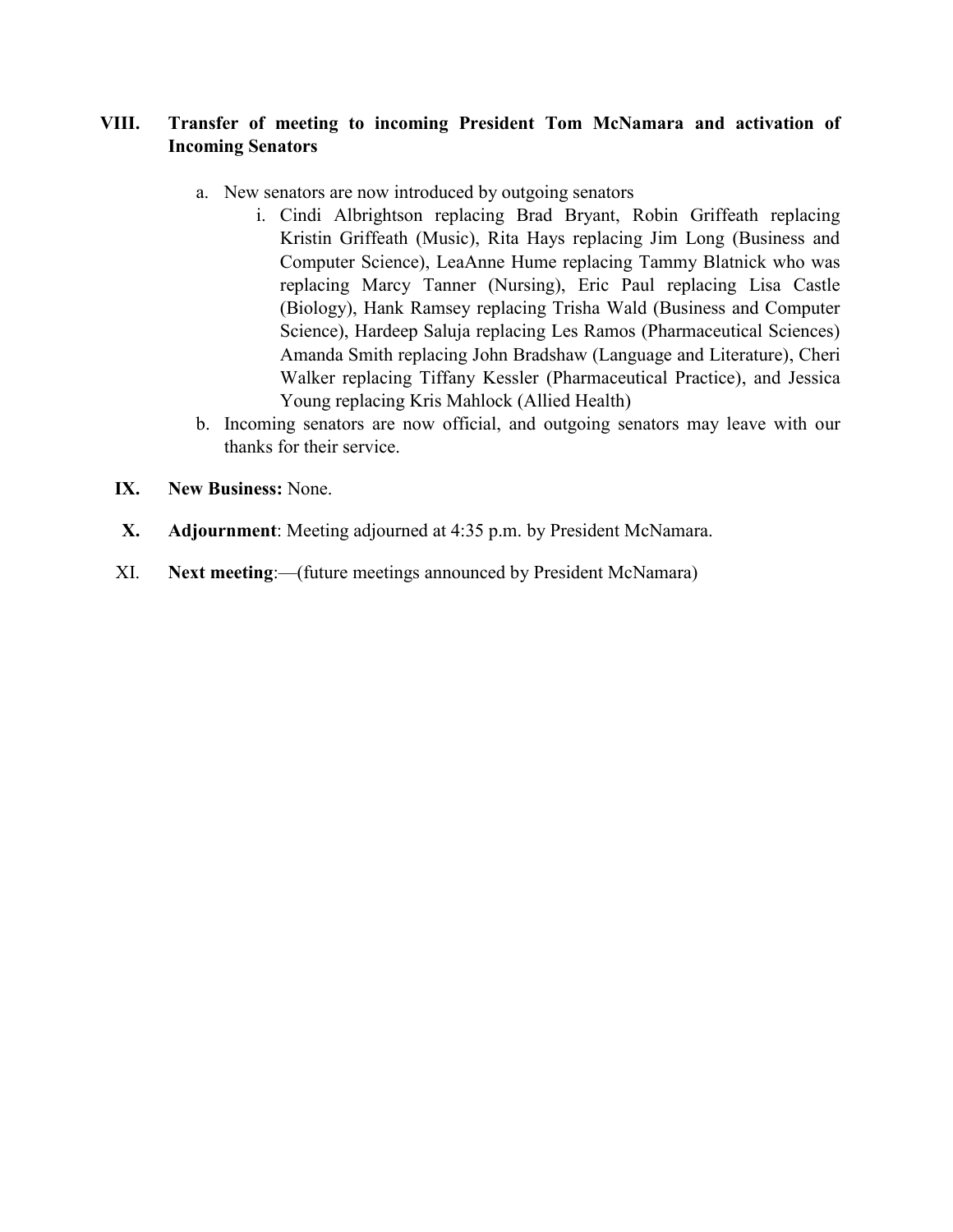**VIII. Transfer of meeting to incoming President Tom McNamara and activation of Incoming Senators**

a. New senators are now introduced by outgoing senators
   i. Cindi Albrightson replacing Brad Bryant, Robin Griffeath replacing Kristin Griffeath (Music), Rita Hays replacing Jim Long (Business and Computer Science), LeaAnne Hume replacing Tammy Blatnick who was replacing Marcy Tanner (Nursing), Eric Paul replacing Lisa Castle (Biology), Hank Ramsey replacing Trisha Wald (Business and Computer Science), Hardeep Saluja replacing Les Ramos (Pharmaceutical Sciences) Amanda Smith replacing John Bradshaw (Language and Literature), Cheri Walker replacing Tiffany Kessler (Pharmaceutical Practice), and Jessica Young replacing Kris Mahlock (Allied Health)

b. Incoming senators are now official, and outgoing senators may leave with our thanks for their service.

**IX. New Business:** None.

**X. Adjournment**: Meeting adjourned at 4:35 p.m. by President McNamara.

XI. **Next meeting**:—(future meetings announced by President McNamara)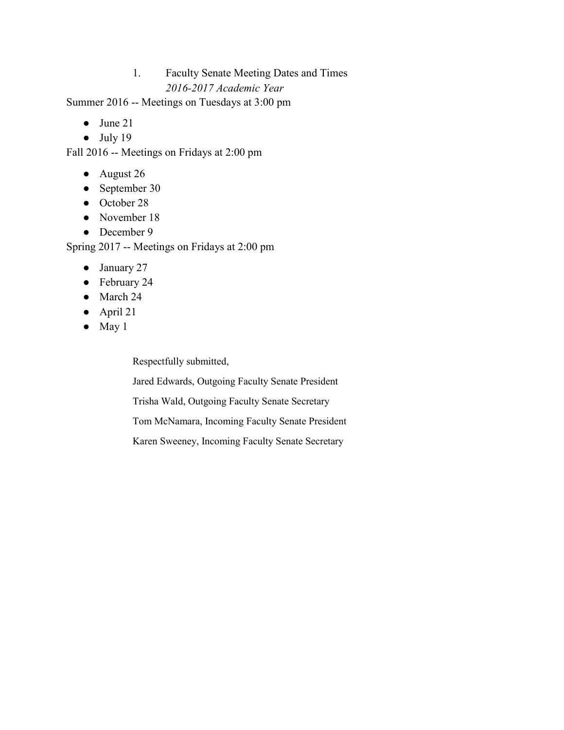1. Faculty Senate Meeting Dates and Times

*2016-2017 Academic Year*

Summer 2016 -- Meetings on Tuesdays at 3:00 pm

- June 21
- July 19

Fall 2016 -- Meetings on Fridays at 2:00 pm

- August 26
- September 30
- October 28
- November 18
- December 9

Spring 2017 -- Meetings on Fridays at 2:00 pm

- January 27
- February 24
- March 24
- April 21
- May 1

Respectfully submitted,

Jared Edwards, Outgoing Faculty Senate President

Trisha Wald, Outgoing Faculty Senate Secretary

Tom McNamara, Incoming Faculty Senate President

Karen Sweeney, Incoming Faculty Senate Secretary